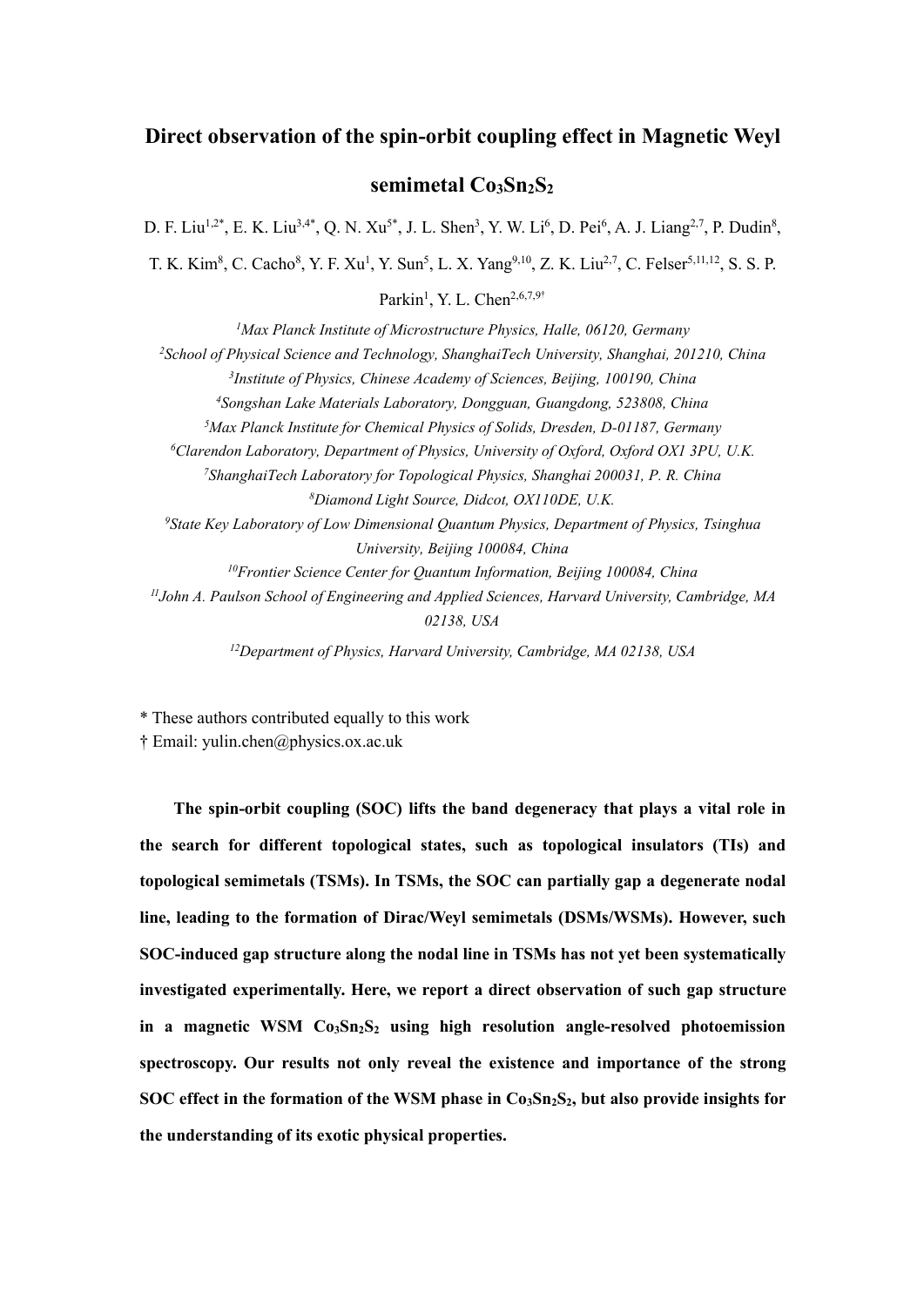# Direct observation of the spin-orbit coupling effect in Magnetic Weyl semimetal $Co_3Sn_2S_2$

D. F. Liu[1,2*], E. K. Liu[3,4*], Q. N. Xu[5*], J. L. Shen[3], Y. W. Li[6], D. Pei[6], A. J. Liang[2,7], P. Dudin[8], T. K. Kim[8], C. Cacho[8], Y. F. Xu[1], Y. Sun[5], L. X. Yang[9,10], Z. K. Liu[2,7], C. Felser[5,11,12], S. S. P. Parkin[1], Y. L. Chen[2,6,7,9†]

[1]*Max Planck Institute of Microstructure Physics, Halle, 06120, Germany*

[2]*School of Physical Science and Technology, ShanghaiTech University, Shanghai, 201210, China*

[3]*Institute of Physics, Chinese Academy of Sciences, Beijing, 100190, China*

[4]*Songshan Lake Materials Laboratory, Dongguan, Guangdong, 523808, China*

[5]*Max Planck Institute for Chemical Physics of Solids, Dresden, D-01187, Germany*

[6]*Clarendon Laboratory, Department of Physics, University of Oxford, Oxford OX1 3PU, U.K.*

[7]*ShanghaiTech Laboratory for Topological Physics, Shanghai 200031, P. R. China*

[8]*Diamond Light Source, Didcot, OX110DE, U.K.*

[9]*State Key Laboratory of Low Dimensional Quantum Physics, Department of Physics, Tsinghua University, Beijing 100084, China*

[10]*Frontier Science Center for Quantum Information, Beijing 100084, China*

[11]*John A. Paulson School of Engineering and Applied Sciences, Harvard University, Cambridge, MA 02138, USA*

[12]*Department of Physics, Harvard University, Cambridge, MA 02138, USA*

\* These authors contributed equally to this work

† Email: yulin.chen@physics.ox.ac.uk

**The spin-orbit coupling (SOC) lifts the band degeneracy that plays a vital role in the search for different topological states, such as topological insulators (TIs) and topological semimetals (TSMs). In TSMs, the SOC can partially gap a degenerate nodal line, leading to the formation of Dirac/Weyl semimetals (DSMs/WSMs). However, such SOC-induced gap structure along the nodal line in TSMs has not yet been systematically investigated experimentally. Here, we report a direct observation of such gap structure in a magnetic WSM $Co_3Sn_2S_2$ using high resolution angle-resolved photoemission spectroscopy. Our results not only reveal the existence and importance of the strong SOC effect in the formation of the WSM phase in $Co_3Sn_2S_2$, but also provide insights for the understanding of its exotic physical properties.**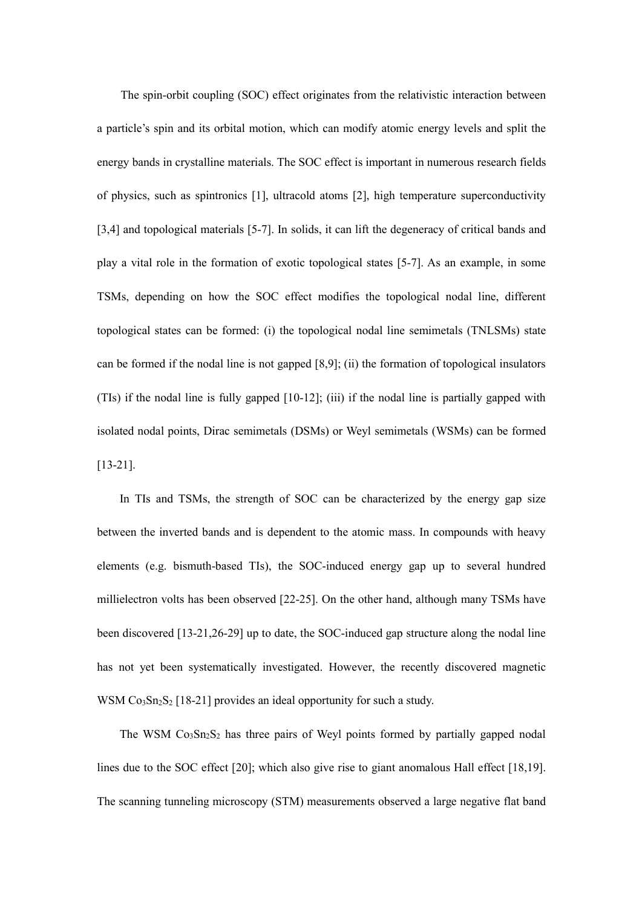The spin-orbit coupling (SOC) effect originates from the relativistic interaction between a particle's spin and its orbital motion, which can modify atomic energy levels and split the energy bands in crystalline materials. The SOC effect is important in numerous research fields of physics, such as spintronics [1], ultracold atoms [2], high temperature superconductivity [3,4] and topological materials [5-7]. In solids, it can lift the degeneracy of critical bands and play a vital role in the formation of exotic topological states [5-7]. As an example, in some TSMs, depending on how the SOC effect modifies the topological nodal line, different topological states can be formed: (i) the topological nodal line semimetals (TNLSMs) state can be formed if the nodal line is not gapped [8,9]; (ii) the formation of topological insulators (TIs) if the nodal line is fully gapped [10-12]; (iii) if the nodal line is partially gapped with isolated nodal points, Dirac semimetals (DSMs) or Weyl semimetals (WSMs) can be formed [13-21].

In TIs and TSMs, the strength of SOC can be characterized by the energy gap size between the inverted bands and is dependent to the atomic mass. In compounds with heavy elements (e.g. bismuth-based TIs), the SOC-induced energy gap up to several hundred millielectron volts has been observed [22-25]. On the other hand, although many TSMs have been discovered [13-21,26-29] up to date, the SOC-induced gap structure along the nodal line has not yet been systematically investigated. However, the recently discovered magnetic WSM $Co_3Sn_2S_2$ [18-21] provides an ideal opportunity for such a study.

The WSM $Co_3Sn_2S_2$ has three pairs of Weyl points formed by partially gapped nodal lines due to the SOC effect [20]; which also give rise to giant anomalous Hall effect [18,19]. The scanning tunneling microscopy (STM) measurements observed a large negative flat band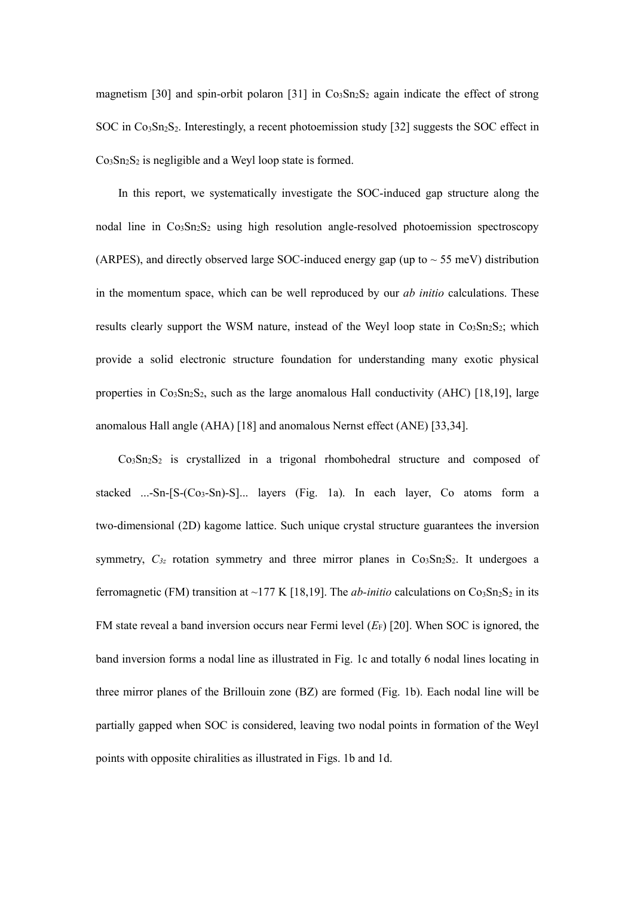magnetism [30] and spin-orbit polaron [31] in $Co_3Sn_2S_2$ again indicate the effect of strong SOC in $Co_3Sn_2S_2$. Interestingly, a recent photoemission study [32] suggests the SOC effect in $Co_3Sn_2S_2$ is negligible and a Weyl loop state is formed.

In this report, we systematically investigate the SOC-induced gap structure along the nodal line in $Co_3Sn_2S_2$ using high resolution angle-resolved photoemission spectroscopy (ARPES), and directly observed large SOC-induced energy gap (up to ~ 55 meV) distribution in the momentum space, which can be well reproduced by our *ab initio* calculations. These results clearly support the WSM nature, instead of the Weyl loop state in $Co_3Sn_2S_2$; which provide a solid electronic structure foundation for understanding many exotic physical properties in $Co_3Sn_2S_2$, such as the large anomalous Hall conductivity (AHC) [18,19], large anomalous Hall angle (AHA) [18] and anomalous Nernst effect (ANE) [33,34].

$Co_3Sn_2S_2$ is crystallized in a trigonal rhombohedral structure and composed of stacked ...-Sn-[S-($Co_3$-Sn)-S]... layers (Fig. 1a). In each layer, Co atoms form a two-dimensional (2D) kagome lattice. Such unique crystal structure guarantees the inversion symmetry, $C_{3z}$ rotation symmetry and three mirror planes in $Co_3Sn_2S_2$. It undergoes a ferromagnetic (FM) transition at ~177 K [18,19]. The *ab-initio* calculations on $Co_3Sn_2S_2$ in its FM state reveal a band inversion occurs near Fermi level ($E_F$) [20]. When SOC is ignored, the band inversion forms a nodal line as illustrated in Fig. 1c and totally 6 nodal lines locating in three mirror planes of the Brillouin zone (BZ) are formed (Fig. 1b). Each nodal line will be partially gapped when SOC is considered, leaving two nodal points in formation of the Weyl points with opposite chiralities as illustrated in Figs. 1b and 1d.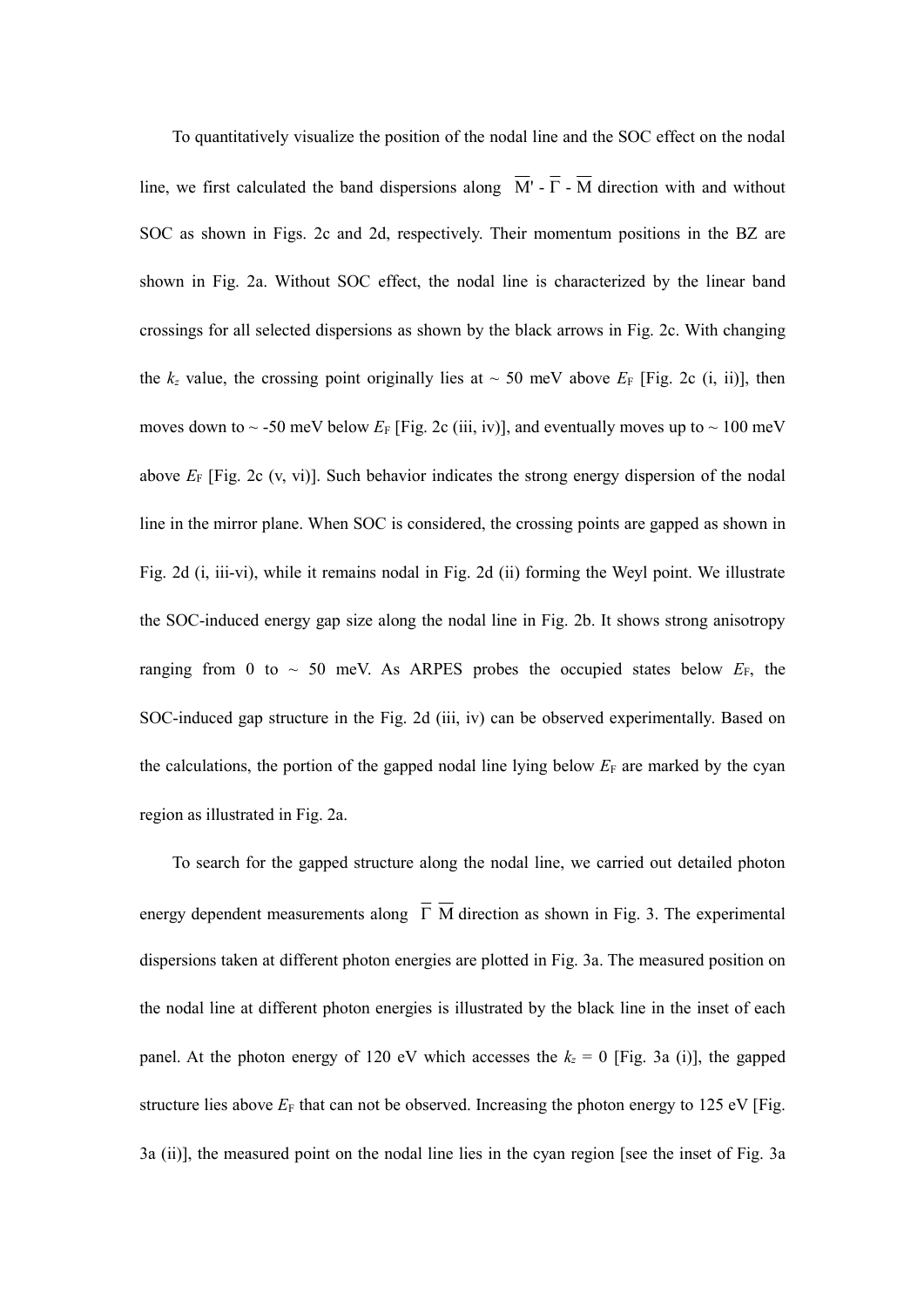To quantitatively visualize the position of the nodal line and the SOC effect on the nodal line, we first calculated the band dispersions along $\overline{\mathrm{M}}'$ - $\overline{\Gamma}$ - $\overline{\mathrm{M}}$ direction with and without SOC as shown in Figs. 2c and 2d, respectively. Their momentum positions in the BZ are shown in Fig. 2a. Without SOC effect, the nodal line is characterized by the linear band crossings for all selected dispersions as shown by the black arrows in Fig. 2c. With changing the $k_z$ value, the crossing point originally lies at ~ 50 meV above $E_F$ [Fig. 2c (i, ii)], then moves down to ~ -50 meV below $E_F$ [Fig. 2c (iii, iv)], and eventually moves up to ~ 100 meV above $E_F$ [Fig. 2c (v, vi)]. Such behavior indicates the strong energy dispersion of the nodal line in the mirror plane. When SOC is considered, the crossing points are gapped as shown in Fig. 2d (i, iii-vi), while it remains nodal in Fig. 2d (ii) forming the Weyl point. We illustrate the SOC-induced energy gap size along the nodal line in Fig. 2b. It shows strong anisotropy ranging from 0 to ~ 50 meV. As ARPES probes the occupied states below $E_F$, the SOC-induced gap structure in the Fig. 2d (iii, iv) can be observed experimentally. Based on the calculations, the portion of the gapped nodal line lying below $E_F$ are marked by the cyan region as illustrated in Fig. 2a.

To search for the gapped structure along the nodal line, we carried out detailed photon energy dependent measurements along $\overline{\Gamma}$ $\overline{\mathrm{M}}$ direction as shown in Fig. 3. The experimental dispersions taken at different photon energies are plotted in Fig. 3a. The measured position on the nodal line at different photon energies is illustrated by the black line in the inset of each panel. At the photon energy of 120 eV which accesses the $k_z = 0$ [Fig. 3a (i)], the gapped structure lies above $E_F$ that can not be observed. Increasing the photon energy to 125 eV [Fig. 3a (ii)], the measured point on the nodal line lies in the cyan region [see the inset of Fig. 3a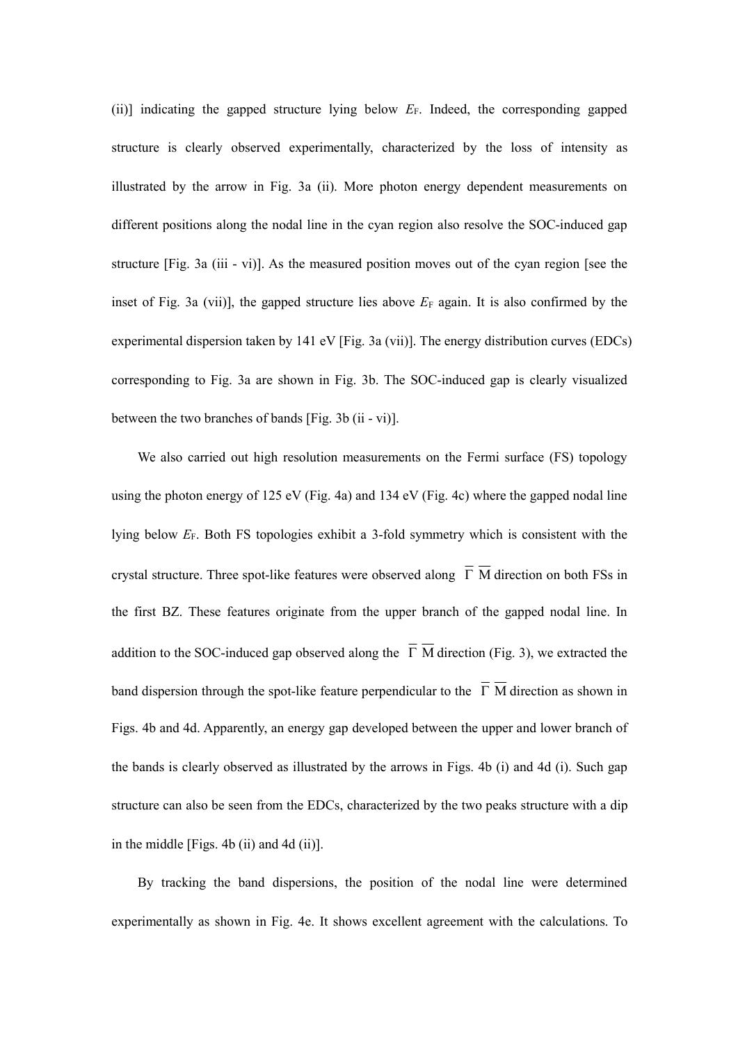(ii)] indicating the gapped structure lying below $E_F$. Indeed, the corresponding gapped structure is clearly observed experimentally, characterized by the loss of intensity as illustrated by the arrow in Fig. 3a (ii). More photon energy dependent measurements on different positions along the nodal line in the cyan region also resolve the SOC-induced gap structure [Fig. 3a (iii - vi)]. As the measured position moves out of the cyan region [see the inset of Fig. 3a (vii)], the gapped structure lies above $E_F$ again. It is also confirmed by the experimental dispersion taken by 141 eV [Fig. 3a (vii)]. The energy distribution curves (EDCs) corresponding to Fig. 3a are shown in Fig. 3b. The SOC-induced gap is clearly visualized between the two branches of bands [Fig. 3b (ii - vi)].

We also carried out high resolution measurements on the Fermi surface (FS) topology using the photon energy of 125 eV (Fig. 4a) and 134 eV (Fig. 4c) where the gapped nodal line lying below $E_F$. Both FS topologies exhibit a 3-fold symmetry which is consistent with the crystal structure. Three spot-like features were observed along $\overline{\Gamma}\,\overline{M}$ direction on both FSs in the first BZ. These features originate from the upper branch of the gapped nodal line. In addition to the SOC-induced gap observed along the $\overline{\Gamma}\,\overline{M}$ direction (Fig. 3), we extracted the band dispersion through the spot-like feature perpendicular to the $\overline{\Gamma}\,\overline{M}$ direction as shown in Figs. 4b and 4d. Apparently, an energy gap developed between the upper and lower branch of the bands is clearly observed as illustrated by the arrows in Figs. 4b (i) and 4d (i). Such gap structure can also be seen from the EDCs, characterized by the two peaks structure with a dip in the middle [Figs. 4b (ii) and 4d (ii)].

By tracking the band dispersions, the position of the nodal line were determined experimentally as shown in Fig. 4e. It shows excellent agreement with the calculations. To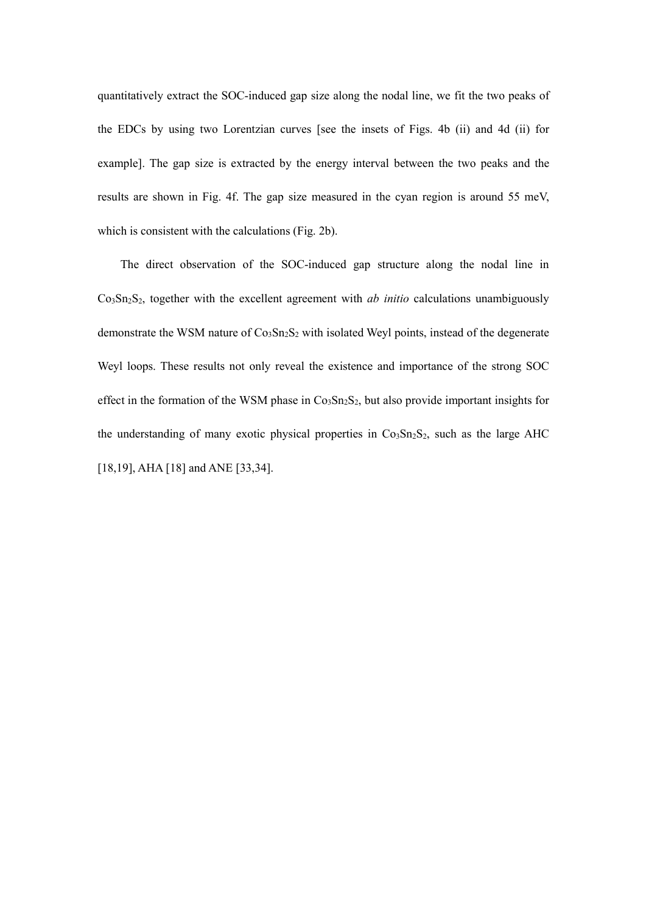quantitatively extract the SOC-induced gap size along the nodal line, we fit the two peaks of the EDCs by using two Lorentzian curves [see the insets of Figs. 4b (ii) and 4d (ii) for example]. The gap size is extracted by the energy interval between the two peaks and the results are shown in Fig. 4f. The gap size measured in the cyan region is around 55 meV, which is consistent with the calculations (Fig. 2b).

The direct observation of the SOC-induced gap structure along the nodal line in $Co_3Sn_2S_2$, together with the excellent agreement with *ab initio* calculations unambiguously demonstrate the WSM nature of $Co_3Sn_2S_2$ with isolated Weyl points, instead of the degenerate Weyl loops. These results not only reveal the existence and importance of the strong SOC effect in the formation of the WSM phase in $Co_3Sn_2S_2$, but also provide important insights for the understanding of many exotic physical properties in $Co_3Sn_2S_2$, such as the large AHC [18,19], AHA [18] and ANE [33,34].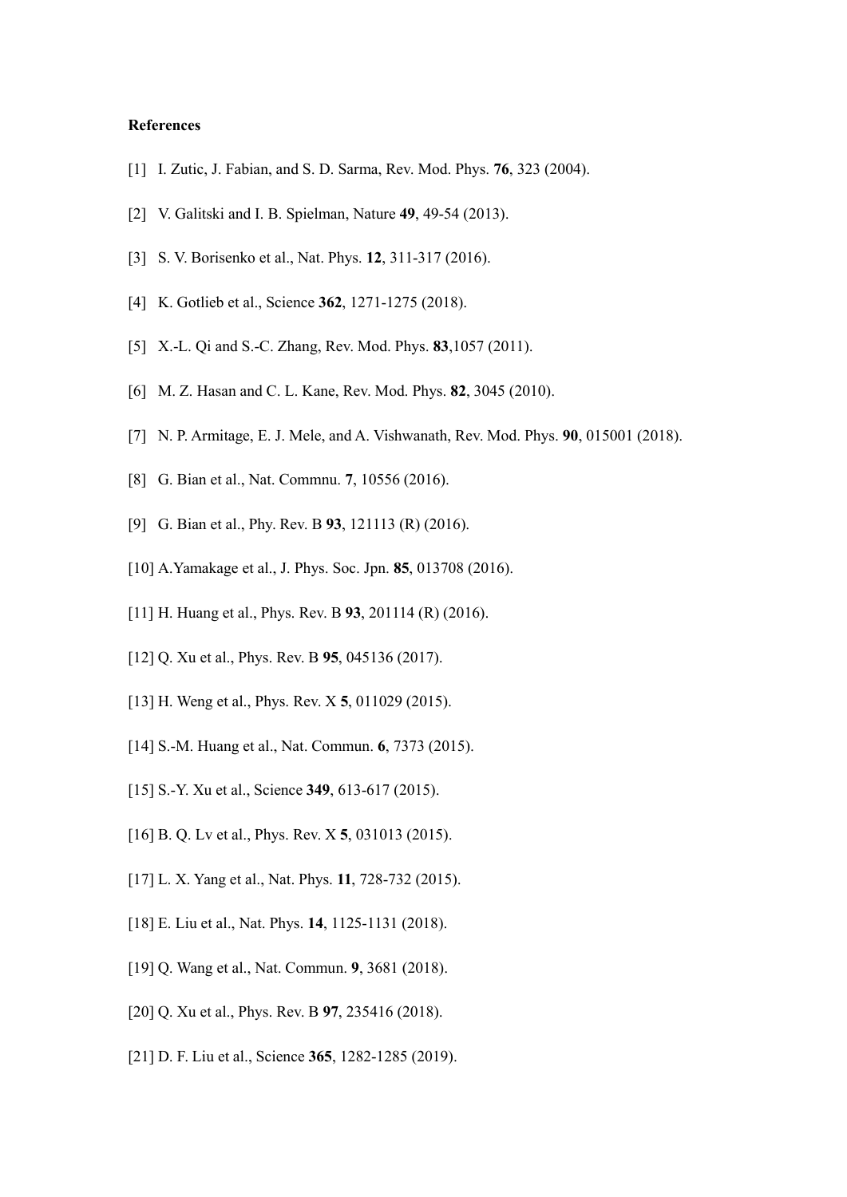**References**

[1] I. Zutic, J. Fabian, and S. D. Sarma, Rev. Mod. Phys. **76**, 323 (2004).

[2] V. Galitski and I. B. Spielman, Nature **49**, 49-54 (2013).

[3] S. V. Borisenko et al., Nat. Phys. **12**, 311-317 (2016).

[4] K. Gotlieb et al., Science **362**, 1271-1275 (2018).

[5] X.-L. Qi and S.-C. Zhang, Rev. Mod. Phys. **83**,1057 (2011).

[6] M. Z. Hasan and C. L. Kane, Rev. Mod. Phys. **82**, 3045 (2010).

[7] N. P. Armitage, E. J. Mele, and A. Vishwanath, Rev. Mod. Phys. **90**, 015001 (2018).

[8] G. Bian et al., Nat. Commnu. **7**, 10556 (2016).

[9] G. Bian et al., Phy. Rev. B **93**, 121113 (R) (2016).

[10] A.Yamakage et al., J. Phys. Soc. Jpn. **85**, 013708 (2016).

[11] H. Huang et al., Phys. Rev. B **93**, 201114 (R) (2016).

[12] Q. Xu et al., Phys. Rev. B **95**, 045136 (2017).

[13] H. Weng et al., Phys. Rev. X **5**, 011029 (2015).

[14] S.-M. Huang et al., Nat. Commun. **6**, 7373 (2015).

[15] S.-Y. Xu et al., Science **349**, 613-617 (2015).

[16] B. Q. Lv et al., Phys. Rev. X **5**, 031013 (2015).

[17] L. X. Yang et al., Nat. Phys. **11**, 728-732 (2015).

[18] E. Liu et al., Nat. Phys. **14**, 1125-1131 (2018).

[19] Q. Wang et al., Nat. Commun. **9**, 3681 (2018).

[20] Q. Xu et al., Phys. Rev. B **97**, 235416 (2018).

[21] D. F. Liu et al., Science **365**, 1282-1285 (2019).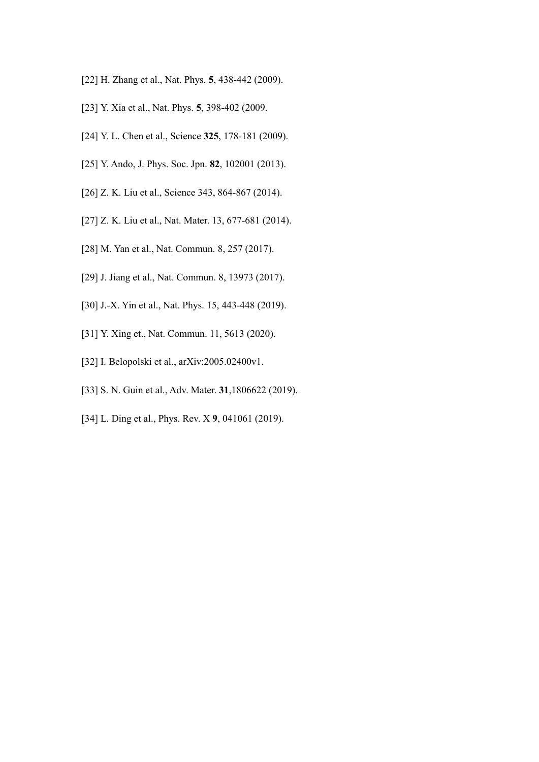[22] H. Zhang et al., Nat. Phys. **5**, 438-442 (2009).

[23] Y. Xia et al., Nat. Phys. **5**, 398-402 (2009.

[24] Y. L. Chen et al., Science **325**, 178-181 (2009).

[25] Y. Ando, J. Phys. Soc. Jpn. **82**, 102001 (2013).

[26] Z. K. Liu et al., Science 343, 864-867 (2014).

[27] Z. K. Liu et al., Nat. Mater. 13, 677-681 (2014).

[28] M. Yan et al., Nat. Commun. 8, 257 (2017).

[29] J. Jiang et al., Nat. Commun. 8, 13973 (2017).

[30] J.-X. Yin et al., Nat. Phys. 15, 443-448 (2019).

[31] Y. Xing et., Nat. Commun. 11, 5613 (2020).

[32] I. Belopolski et al., arXiv:2005.02400v1.

[33] S. N. Guin et al., Adv. Mater. **31**,1806622 (2019).

[34] L. Ding et al., Phys. Rev. X **9**, 041061 (2019).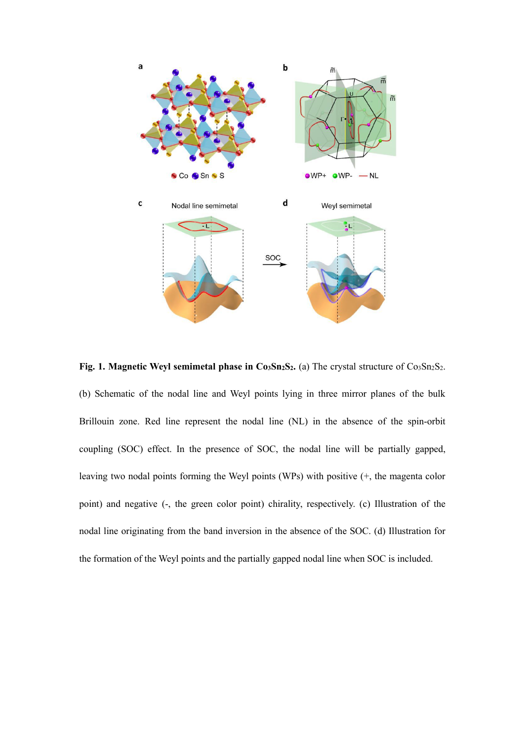a

Co Sn S

b

m̃ m̃ m̃

U Γ L

WP+ WP- — NL

c

Nodal line semimetal

L

SOC

d

Weyl semimetal

L

**Fig. 1. Magnetic Weyl semimetal phase in $Co_3Sn_2S_2$.** (a) The crystal structure of $Co_3Sn_2S_2$. (b) Schematic of the nodal line and Weyl points lying in three mirror planes of the bulk Brillouin zone. Red line represent the nodal line (NL) in the absence of the spin-orbit coupling (SOC) effect. In the presence of SOC, the nodal line will be partially gapped, leaving two nodal points forming the Weyl points (WPs) with positive (+, the magenta color point) and negative (-, the green color point) chirality, respectively. (c) Illustration of the nodal line originating from the band inversion in the absence of the SOC. (d) Illustration for the formation of the Weyl points and the partially gapped nodal line when SOC is included.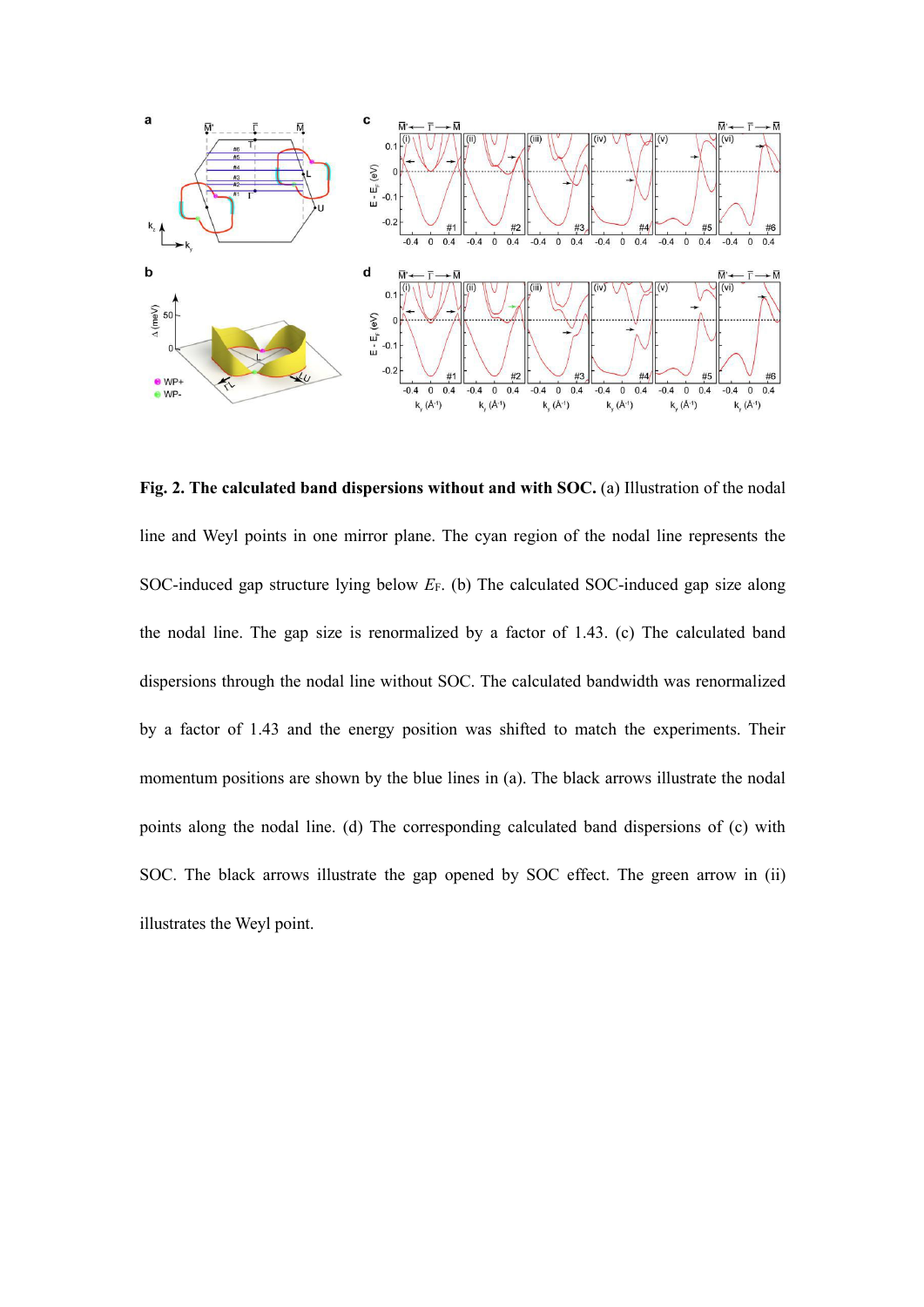a

M̄' Γ̄ M̄

#6 #5 #4 #3 #2 #1

L U

$k_z$ $k_y$

b

Δ (meV)

50

0

WP+

WP-

Γ L U

c

M̄' ← Γ̄ → M̄

(i) (ii) (iii) (iv) (v) (vi)

0.1

0

-0.1

-0.2

E - $E_F$ (eV)

#1 #2 #3 #4 #5 #6

-0.4 0 0.4

d

M̄' ← Γ̄ → M̄

(i) (ii) (iii) (iv) (v) (vi)

0.1

0

-0.1

-0.2

E - $E_F$ (eV)

#1 #2 #3 #4 #5 #6

-0.4 0 0.4

$k_y$ (Å$^{-1}$)

**Fig. 2. The calculated band dispersions without and with SOC.** (a) Illustration of the nodal line and Weyl points in one mirror plane. The cyan region of the nodal line represents the SOC-induced gap structure lying below $E_F$. (b) The calculated SOC-induced gap size along the nodal line. The gap size is renormalized by a factor of 1.43. (c) The calculated band dispersions through the nodal line without SOC. The calculated bandwidth was renormalized by a factor of 1.43 and the energy position was shifted to match the experiments. Their momentum positions are shown by the blue lines in (a). The black arrows illustrate the nodal points along the nodal line. (d) The corresponding calculated band dispersions of (c) with SOC. The black arrows illustrate the gap opened by SOC effect. The green arrow in (ii) illustrates the Weyl point.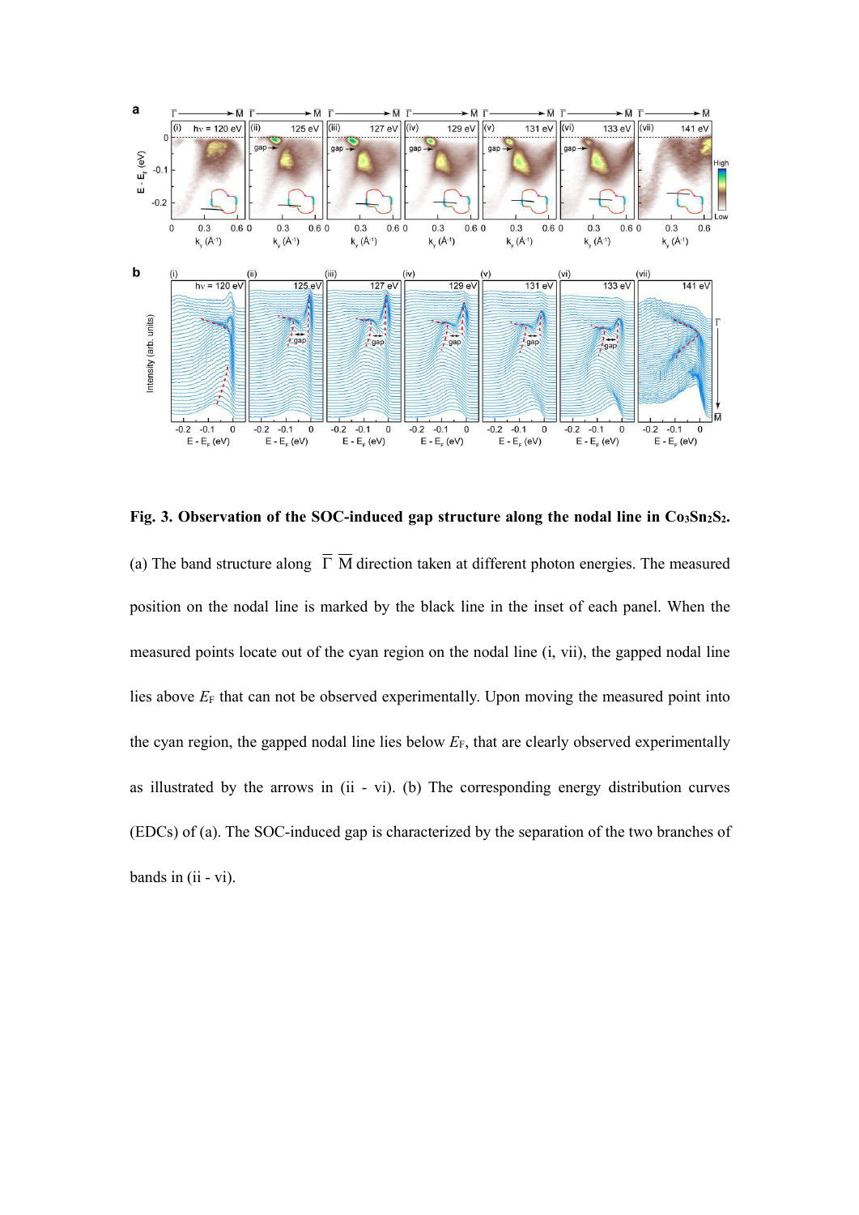**Fig. 3. Observation of the SOC-induced gap structure along the nodal line in $Co_3Sn_2S_2$.** (a) The band structure along $\bar{\Gamma}\,\bar{M}$ direction taken at different photon energies. The measured position on the nodal line is marked by the black line in the inset of each panel. When the measured points locate out of the cyan region on the nodal line (i, vii), the gapped nodal line lies above $E_F$ that can not be observed experimentally. Upon moving the measured point into the cyan region, the gapped nodal line lies below $E_F$, that are clearly observed experimentally as illustrated by the arrows in (ii - vi). (b) The corresponding energy distribution curves (EDCs) of (a). The SOC-induced gap is characterized by the separation of the two branches of bands in (ii - vi).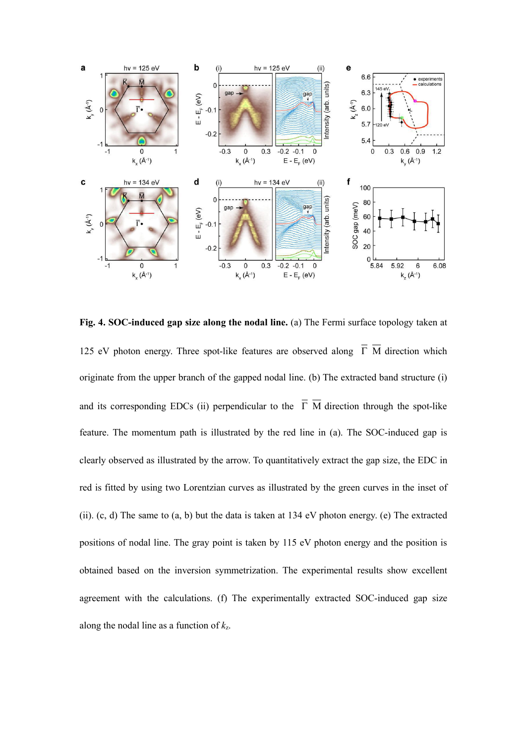a
hv = 125 eV
K̄ M̄
Γ̄
$k_y$ (Å$^{-1}$)
1
0
-1
-1 0 1
$k_x$ (Å$^{-1}$)

b
(i) hv = 125 eV (ii)
gap
gap
E - E$_F$ (eV)
0
-0.1
-0.2
-0.3 0 0.3
$k_x$ (Å$^{-1}$)
-0.2 -0.1 0
E - E$_F$ (eV)
Intensity (arb. units)

e
6.6
6.3
6.0
5.7
5.4
$k_z$ (Å$^{-1}$)
145 eV
120 eV
L
● experiments
— calculations
0 0.3 0.6 0.9 1.2
$k_y$ (Å$^{-1}$)

c
hv = 134 eV
K̄ M̄
Γ̄
$k_y$ (Å$^{-1}$)
1
0
-1
-1 0 1
$k_x$ (Å$^{-1}$)

d
(i) hv = 134 eV (ii)
gap
gap
E - E$_F$ (eV)
0
-0.1
-0.2
-0.3 0 0.3
$k_x$ (Å$^{-1}$)
-0.2 -0.1 0
E - E$_F$ (eV)
Intensity (arb. units)

f
100
80
60
40
20
0
SOC gap (meV)
5.84 5.92 6 6.08
$k_z$ (Å$^{-1}$)

**Fig. 4. SOC-induced gap size along the nodal line.** (a) The Fermi surface topology taken at 125 eV photon energy. Three spot-like features are observed along $\bar{\Gamma}$ $\bar{M}$ direction which originate from the upper branch of the gapped nodal line. (b) The extracted band structure (i) and its corresponding EDCs (ii) perpendicular to the $\bar{\Gamma}$ $\bar{M}$ direction through the spot-like feature. The momentum path is illustrated by the red line in (a). The SOC-induced gap is clearly observed as illustrated by the arrow. To quantitatively extract the gap size, the EDC in red is fitted by using two Lorentzian curves as illustrated by the green curves in the inset of (ii). (c, d) The same to (a, b) but the data is taken at 134 eV photon energy. (e) The extracted positions of nodal line. The gray point is taken by 115 eV photon energy and the position is obtained based on the inversion symmetrization. The experimental results show excellent agreement with the calculations. (f) The experimentally extracted SOC-induced gap size along the nodal line as a function of $k_z$.